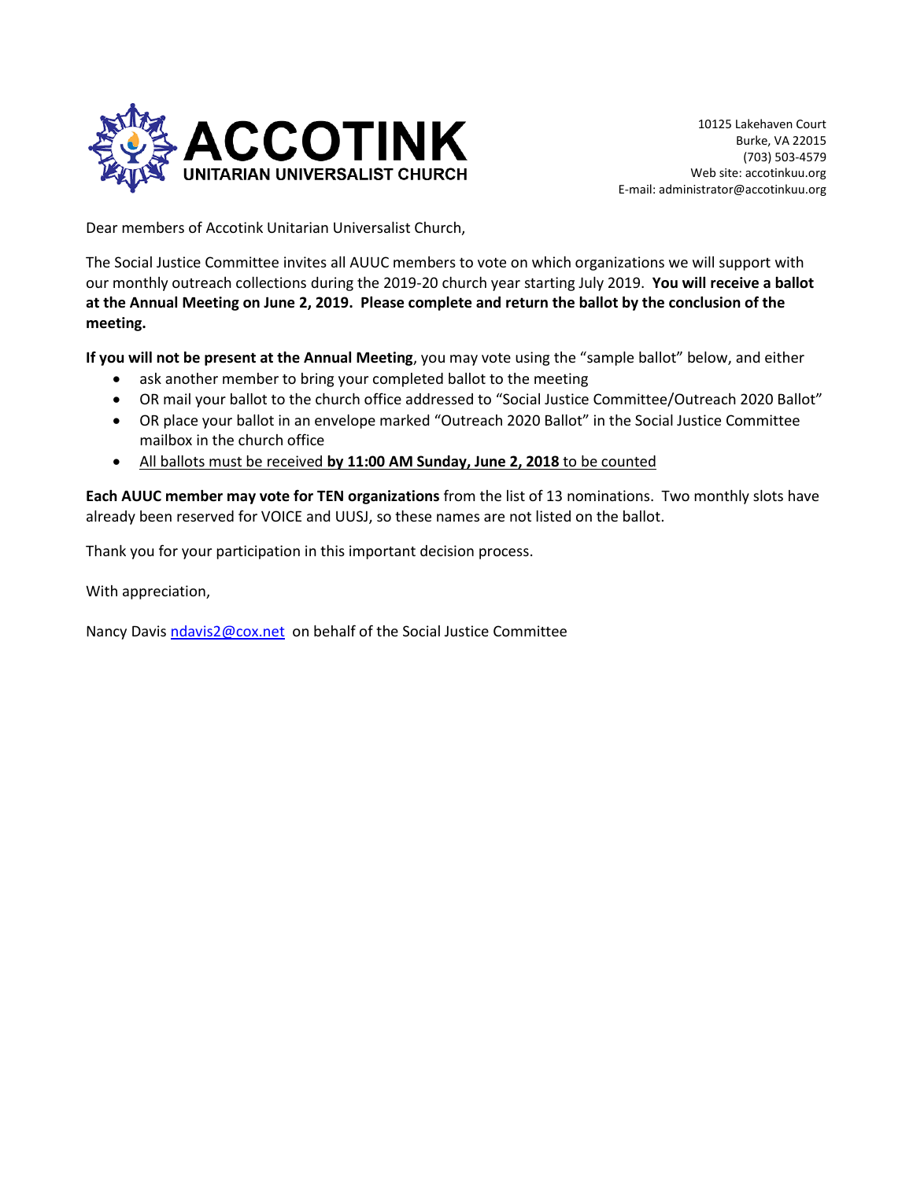**ACCOTINK**
**UNITARIAN UNIVERSALIST CHURCH**

10125 Lakehaven Court
Burke, VA 22015
(703) 503-4579
Web site: accotinkuu.org
E-mail: administrator@accotinkuu.org

Dear members of Accotink Unitarian Universalist Church,

The Social Justice Committee invites all AUUC members to vote on which organizations we will support with our monthly outreach collections during the 2019-20 church year starting July 2019. **You will receive a ballot at the Annual Meeting on June 2, 2019. Please complete and return the ballot by the conclusion of the meeting.**

**If you will not be present at the Annual Meeting**, you may vote using the "sample ballot" below, and either

- ask another member to bring your completed ballot to the meeting
- OR mail your ballot to the church office addressed to "Social Justice Committee/Outreach 2020 Ballot"
- OR place your ballot in an envelope marked "Outreach 2020 Ballot" in the Social Justice Committee mailbox in the church office
- All ballots must be received **by 11:00 AM Sunday, June 2, 2018** to be counted

**Each AUUC member may vote for TEN organizations** from the list of 13 nominations. Two monthly slots have already been reserved for VOICE and UUSJ, so these names are not listed on the ballot.

Thank you for your participation in this important decision process.

With appreciation,

Nancy Davis ndavis2@cox.net on behalf of the Social Justice Committee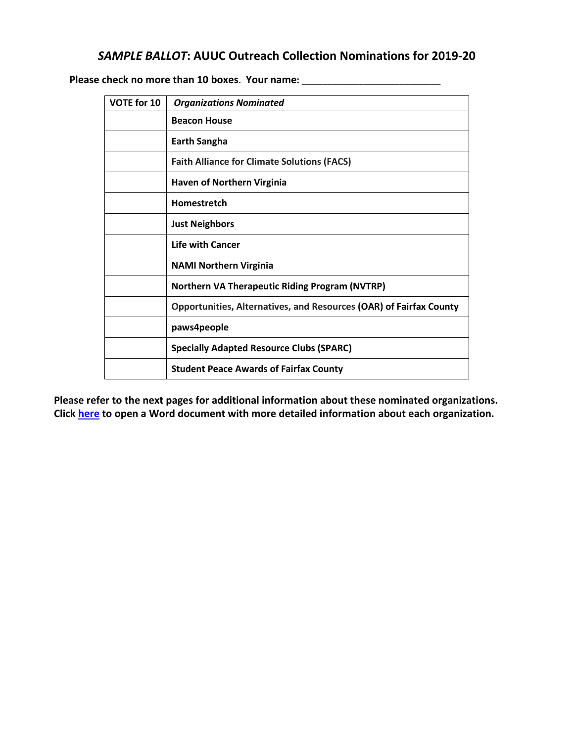## *SAMPLE BALLOT*: AUUC Outreach Collection Nominations for 2019-20

**Please check no more than 10 boxes. Your name: \_\_\_\_\_\_\_\_\_\_\_\_\_\_\_\_\_\_\_\_\_\_\_\_\_\_**

| VOTE for 10 | *Organizations Nominated* |
|---|---|
| | **Beacon House** |
| | **Earth Sangha** |
| | **Faith Alliance for Climate Solutions (FACS)** |
| | **Haven of Northern Virginia** |
| | **Homestretch** |
| | **Just Neighbors** |
| | **Life with Cancer** |
| | **NAMI Northern Virginia** |
| | **Northern VA Therapeutic Riding Program (NVTRP)** |
| | **Opportunities, Alternatives, and Resources (OAR) of Fairfax County** |
| | **paws4people** |
| | **Specially Adapted Resource Clubs (SPARC)** |
| | **Student Peace Awards of Fairfax County** |

**Please refer to the next pages for additional information about these nominated organizations. Click here to open a Word document with more detailed information about each organization.**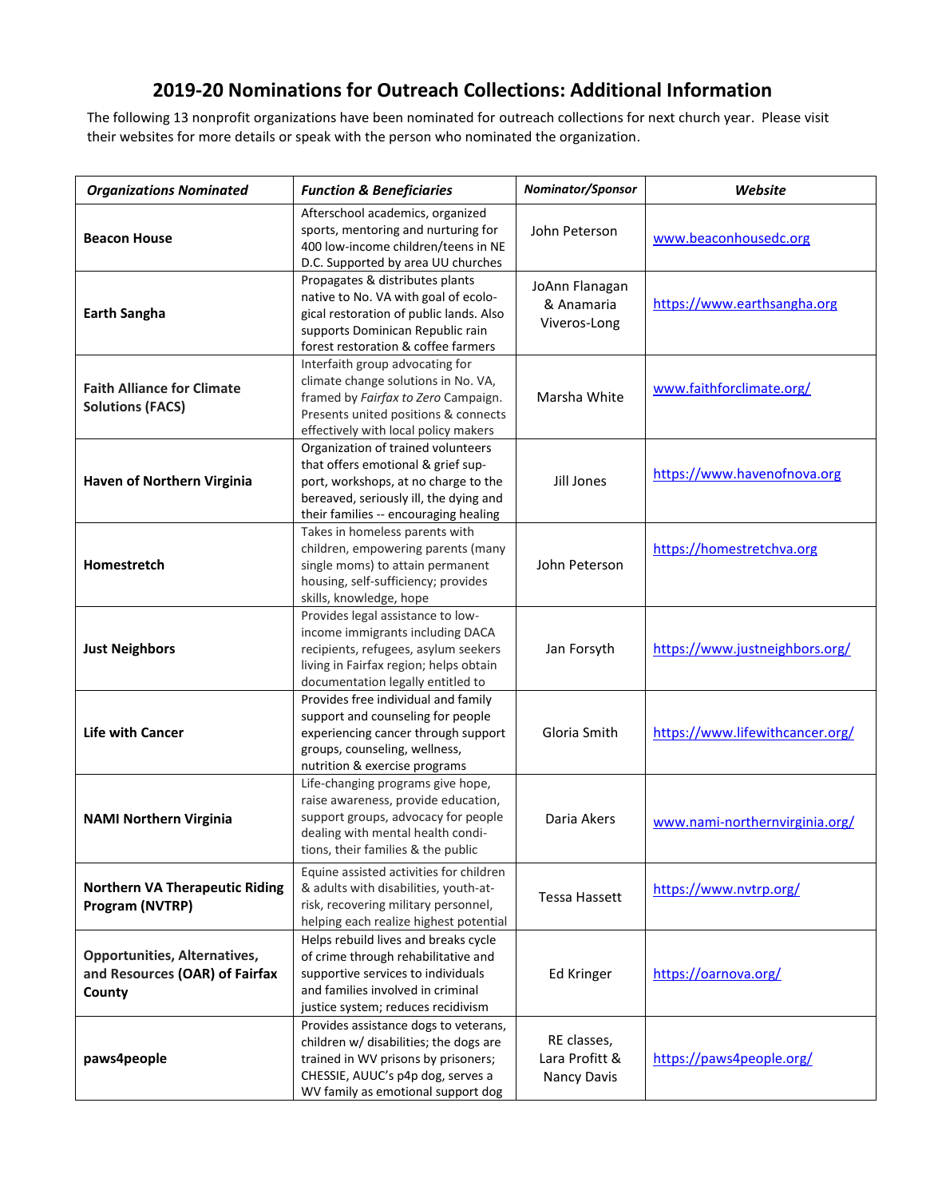# 2019-20 Nominations for Outreach Collections: Additional Information

The following 13 nonprofit organizations have been nominated for outreach collections for next church year. Please visit their websites for more details or speak with the person who nominated the organization.

| ***Organizations Nominated*** | ***Function & Beneficiaries*** | ***Nominator/Sponsor*** | ***Website*** |
|---|---|---|---|
| **Beacon House** | Afterschool academics, organized sports, mentoring and nurturing for 400 low-income children/teens in NE D.C. Supported by area UU churches | John Peterson | www.beaconhousedc.org |
| **Earth Sangha** | Propagates & distributes plants native to No. VA with goal of ecological restoration of public lands. Also supports Dominican Republic rain forest restoration & coffee farmers | JoAnn Flanagan & Anamaria Viveros-Long | https://www.earthsangha.org |
| **Faith Alliance for Climate Solutions (FACS)** | Interfaith group advocating for climate change solutions in No. VA, framed by *Fairfax to Zero* Campaign. Presents united positions & connects effectively with local policy makers | Marsha White | www.faithforclimate.org/ |
| **Haven of Northern Virginia** | Organization of trained volunteers that offers emotional & grief support, workshops, at no charge to the bereaved, seriously ill, the dying and their families -- encouraging healing | Jill Jones | https://www.havenofnova.org |
| **Homestretch** | Takes in homeless parents with children, empowering parents (many single moms) to attain permanent housing, self-sufficiency; provides skills, knowledge, hope | John Peterson | https://homestretchva.org |
| **Just Neighbors** | Provides legal assistance to low-income immigrants including DACA recipients, refugees, asylum seekers living in Fairfax region; helps obtain documentation legally entitled to | Jan Forsyth | https://www.justneighbors.org/ |
| **Life with Cancer** | Provides free individual and family support and counseling for people experiencing cancer through support groups, counseling, wellness, nutrition & exercise programs | Gloria Smith | https://www.lifewithcancer.org/ |
| **NAMI Northern Virginia** | Life-changing programs give hope, raise awareness, provide education, support groups, advocacy for people dealing with mental health conditions, their families & the public | Daria Akers | www.nami-northernvirginia.org/ |
| **Northern VA Therapeutic Riding Program (NVTRP)** | Equine assisted activities for children & adults with disabilities, youth-at-risk, recovering military personnel, helping each realize highest potential | Tessa Hassett | https://www.nvtrp.org/ |
| **Opportunities, Alternatives, and Resources (OAR) of Fairfax County** | Helps rebuild lives and breaks cycle of crime through rehabilitative and supportive services to individuals and families involved in criminal justice system; reduces recidivism | Ed Kringer | https://oarnova.org/ |
| **paws4people** | Provides assistance dogs to veterans, children w/ disabilities; the dogs are trained in WV prisons by prisoners; CHESSIE, AUUC's p4p dog, serves a WV family as emotional support dog | RE classes, Lara Profitt & Nancy Davis | https://paws4people.org/ |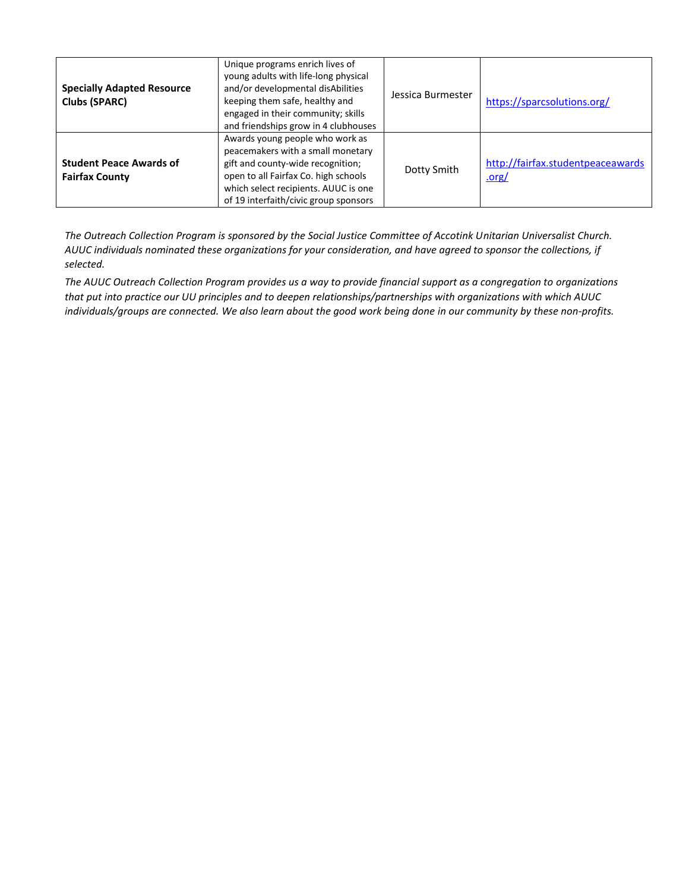| | | | |
|---|---|---|---|
| **Specially Adapted Resource Clubs (SPARC)** | Unique programs enrich lives of young adults with life-long physical and/or developmental disAbilities keeping them safe, healthy and engaged in their community; skills and friendships grow in 4 clubhouses | Jessica Burmester | https://sparcsolutions.org/ |
| **Student Peace Awards of Fairfax County** | Awards young people who work as peacemakers with a small monetary gift and county-wide recognition; open to all Fairfax Co. high schools which select recipients. AUUC is one of 19 interfaith/civic group sponsors | Dotty Smith | http://fairfax.studentpeaceawards.org/ |

*The Outreach Collection Program is sponsored by the Social Justice Committee of Accotink Unitarian Universalist Church. AUUC individuals nominated these organizations for your consideration, and have agreed to sponsor the collections, if selected.*

*The AUUC Outreach Collection Program provides us a way to provide financial support as a congregation to organizations that put into practice our UU principles and to deepen relationships/partnerships with organizations with which AUUC individuals/groups are connected. We also learn about the good work being done in our community by these non-profits.*